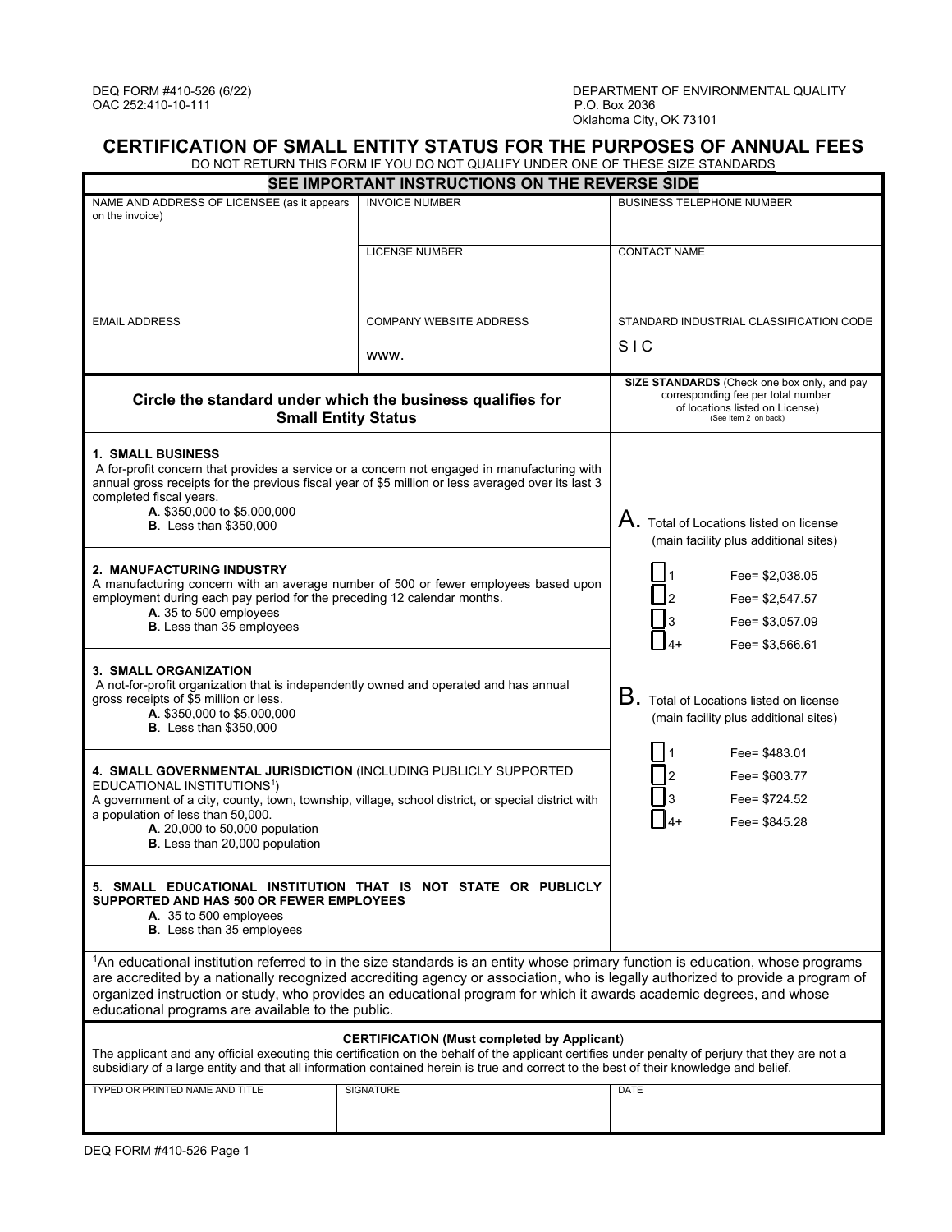DEQ FORM #410-526 (6/22)
OAC 252:410-10-111

DEPARTMENT OF ENVIRONMENTAL QUALITY
P.O. Box 2036
Oklahoma City, OK 73101

# CERTIFICATION OF SMALL ENTITY STATUS FOR THE PURPOSES OF ANNUAL FEES

DO NOT RETURN THIS FORM IF YOU DO NOT QUALIFY UNDER ONE OF THESE SIZE STANDARDS

**SEE IMPORTANT INSTRUCTIONS ON THE REVERSE SIDE**

| NAME AND ADDRESS OF LICENSEE (as it appears on the invoice) | INVOICE NUMBER | BUSINESS TELEPHONE NUMBER |
|---|---|---|
| | LICENSE NUMBER | CONTACT NAME |
| EMAIL ADDRESS | COMPANY WEBSITE ADDRESS<br>www. | STANDARD INDUSTRIAL CLASSIFICATION CODE<br>SIC |

| Circle the standard under which the business qualifies for Small Entity Status | SIZE STANDARDS (Check one box only, and pay corresponding fee per total number of locations listed on License) (See Item 2 on back) |
|---|---|
| **1. SMALL BUSINESS**<br>A for-profit concern that provides a service or a concern not engaged in manufacturing with annual gross receipts for the previous fiscal year of $5 million or less averaged over its last 3 completed fiscal years.<br>**A**. $350,000 to $5,000,000<br>**B**. Less than $350,000 | **A.** Total of Locations listed on license (main facility plus additional sites)<br>☐ 1 Fee= $2,038.05<br>☐ 2 Fee= $2,547.57<br>☐ 3 Fee= $3,057.09<br>☐ 4+ Fee= $3,566.61 |
| **2. MANUFACTURING INDUSTRY**<br>A manufacturing concern with an average number of 500 or fewer employees based upon employment during each pay period for the preceding 12 calendar months.<br>**A**. 35 to 500 employees<br>**B**. Less than 35 employees | |
| **3. SMALL ORGANIZATION**<br>A not-for-profit organization that is independently owned and operated and has annual gross receipts of $5 million or less.<br>**A**. $350,000 to $5,000,000<br>**B**. Less than $350,000 | **B.** Total of Locations listed on license (main facility plus additional sites)<br>☐ 1 Fee= $483.01<br>☐ 2 Fee= $603.77<br>☐ 3 Fee= $724.52<br>☐ 4+ Fee= $845.28 |
| **4. SMALL GOVERNMENTAL JURISDICTION** (INCLUDING PUBLICLY SUPPORTED EDUCATIONAL INSTITUTIONS[1])<br>A government of a city, county, town, township, village, school district, or special district with a population of less than 50,000.<br>**A**. 20,000 to 50,000 population<br>**B**. Less than 20,000 population | |
| **5. SMALL EDUCATIONAL INSTITUTION THAT IS NOT STATE OR PUBLICLY SUPPORTED AND HAS 500 OR FEWER EMPLOYEES**<br>**A**. 35 to 500 employees<br>**B**. Less than 35 employees | |

[1]An educational institution referred to in the size standards is an entity whose primary function is education, whose programs are accredited by a nationally recognized accrediting agency or association, who is legally authorized to provide a program of organized instruction or study, who provides an educational program for which it awards academic degrees, and whose educational programs are available to the public.

**CERTIFICATION (Must completed by Applicant)**

The applicant and any official executing this certification on the behalf of the applicant certifies under penalty of perjury that they are not a subsidiary of a large entity and that all information contained herein is true and correct to the best of their knowledge and belief.

| TYPED OR PRINTED NAME AND TITLE | SIGNATURE | DATE |
|---|---|---|
| | | |

DEQ FORM #410-526 Page 1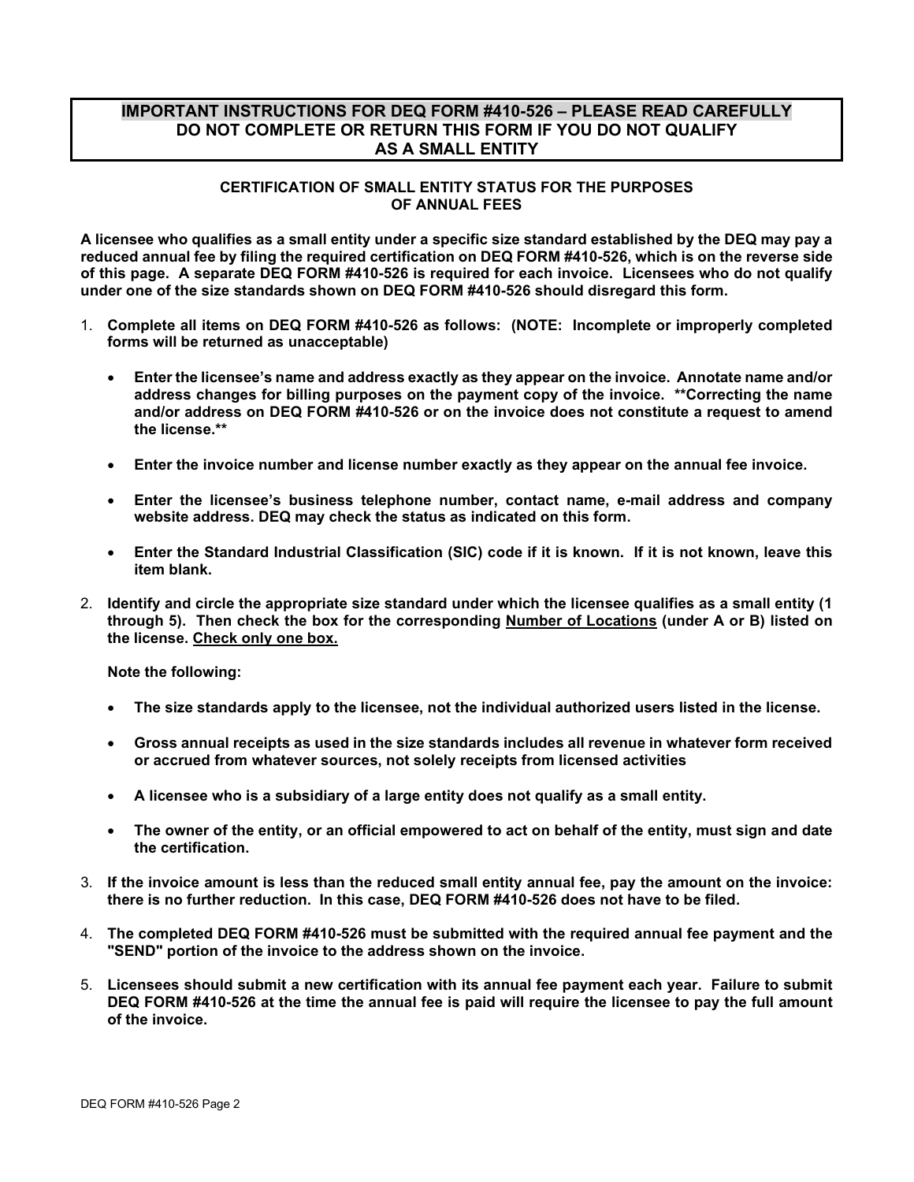**IMPORTANT INSTRUCTIONS FOR DEQ FORM #410-526 – PLEASE READ CAREFULLY**
**DO NOT COMPLETE OR RETURN THIS FORM IF YOU DO NOT QUALIFY AS A SMALL ENTITY**

## CERTIFICATION OF SMALL ENTITY STATUS FOR THE PURPOSES OF ANNUAL FEES

**A licensee who qualifies as a small entity under a specific size standard established by the DEQ may pay a reduced annual fee by filing the required certification on DEQ FORM #410-526, which is on the reverse side of this page. A separate DEQ FORM #410-526 is required for each invoice. Licensees who do not qualify under one of the size standards shown on DEQ FORM #410-526 should disregard this form.**

1. **Complete all items on DEQ FORM #410-526 as follows: (NOTE: Incomplete or improperly completed forms will be returned as unacceptable)**

   - **Enter the licensee's name and address exactly as they appear on the invoice. Annotate name and/or address changes for billing purposes on the payment copy of the invoice. \*\*Correcting the name and/or address on DEQ FORM #410-526 or on the invoice does not constitute a request to amend the license.\*\***

   - **Enter the invoice number and license number exactly as they appear on the annual fee invoice.**

   - **Enter the licensee's business telephone number, contact name, e-mail address and company website address. DEQ may check the status as indicated on this form.**

   - **Enter the Standard Industrial Classification (SIC) code if it is known. If it is not known, leave this item blank.**

2. **Identify and circle the appropriate size standard under which the licensee qualifies as a small entity (1 through 5). Then check the box for the corresponding <u>Number of Locations</u> (under A or B) listed on the license. <u>Check only one box.</u>**

   **Note the following:**

   - **The size standards apply to the licensee, not the individual authorized users listed in the license.**

   - **Gross annual receipts as used in the size standards includes all revenue in whatever form received or accrued from whatever sources, not solely receipts from licensed activities**

   - **A licensee who is a subsidiary of a large entity does not qualify as a small entity.**

   - **The owner of the entity, or an official empowered to act on behalf of the entity, must sign and date the certification.**

3. **If the invoice amount is less than the reduced small entity annual fee, pay the amount on the invoice: there is no further reduction. In this case, DEQ FORM #410-526 does not have to be filed.**

4. **The completed DEQ FORM #410-526 must be submitted with the required annual fee payment and the "SEND" portion of the invoice to the address shown on the invoice.**

5. **Licensees should submit a new certification with its annual fee payment each year. Failure to submit DEQ FORM #410-526 at the time the annual fee is paid will require the licensee to pay the full amount of the invoice.**